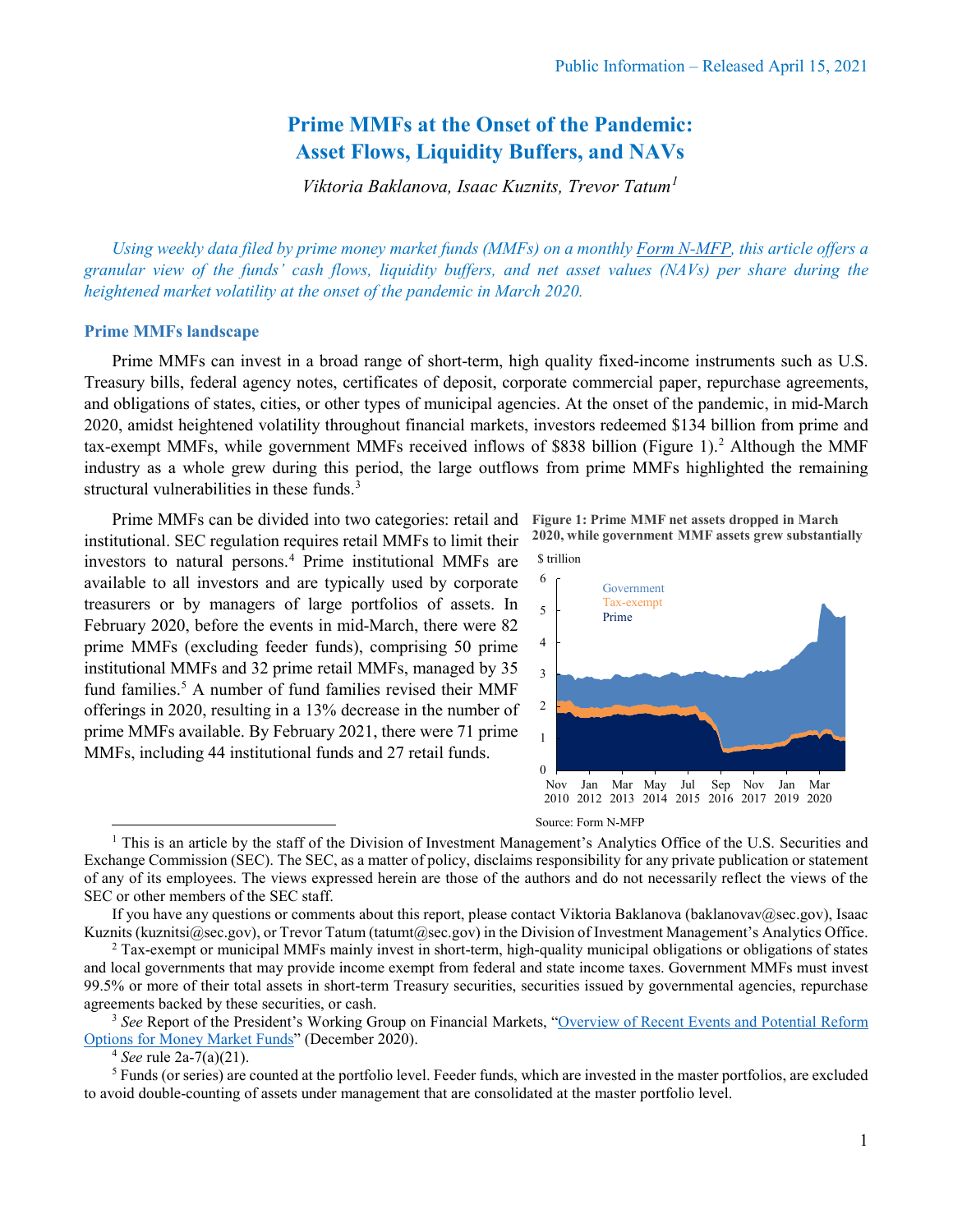Public Information – Released April 15, 2021

# Prime MMFs at the Onset of the Pandemic: Asset Flows, Liquidity Buffers, and NAVs

*Viktoria Baklanova, Isaac Kuznits, Trevor Tatum*[1]

*Using weekly data filed by prime money market funds (MMFs) on a monthly [Form N-MFP](), this article offers a granular view of the funds' cash flows, liquidity buffers, and net asset values (NAVs) per share during the heightened market volatility at the onset of the pandemic in March 2020.*

## Prime MMFs landscape

Prime MMFs can invest in a broad range of short-term, high quality fixed-income instruments such as U.S. Treasury bills, federal agency notes, certificates of deposit, corporate commercial paper, repurchase agreements, and obligations of states, cities, or other types of municipal agencies. At the onset of the pandemic, in mid-March 2020, amidst heightened volatility throughout financial markets, investors redeemed $134 billion from prime and tax-exempt MMFs, while government MMFs received inflows of $838 billion (Figure 1).[2] Although the MMF industry as a whole grew during this period, the large outflows from prime MMFs highlighted the remaining structural vulnerabilities in these funds.[3]

Prime MMFs can be divided into two categories: retail and institutional. SEC regulation requires retail MMFs to limit their investors to natural persons.[4] Prime institutional MMFs are available to all investors and are typically used by corporate treasurers or by managers of large portfolios of assets. In February 2020, before the events in mid-March, there were 82 prime MMFs (excluding feeder funds), comprising 50 prime institutional MMFs and 32 prime retail MMFs, managed by 35 fund families.[5] A number of fund families revised their MMF offerings in 2020, resulting in a 13% decrease in the number of prime MMFs available. By February 2021, there were 71 prime MMFs, including 44 institutional funds and 27 retail funds.

**Figure 1: Prime MMF net assets dropped in March 2020, while government MMF assets grew substantially**

Source: Form N-MFP

---

[1] This is an article by the staff of the Division of Investment Management's Analytics Office of the U.S. Securities and Exchange Commission (SEC). The SEC, as a matter of policy, disclaims responsibility for any private publication or statement of any of its employees. The views expressed herein are those of the authors and do not necessarily reflect the views of the SEC or other members of the SEC staff.

If you have any questions or comments about this report, please contact Viktoria Baklanova (baklanovav@sec.gov), Isaac Kuznits (kuznitsi@sec.gov), or Trevor Tatum (tatumt@sec.gov) in the Division of Investment Management's Analytics Office.

[2] Tax-exempt or municipal MMFs mainly invest in short-term, high-quality municipal obligations or obligations of states and local governments that may provide income exempt from federal and state income taxes. Government MMFs must invest 99.5% or more of their total assets in short-term Treasury securities, securities issued by governmental agencies, repurchase agreements backed by these securities, or cash.

[3] *See* Report of the President's Working Group on Financial Markets, "[Overview of Recent Events and Potential Reform Options for Money Market Funds]()" (December 2020).

[4] *See* rule 2a-7(a)(21).

[5] Funds (or series) are counted at the portfolio level. Feeder funds, which are invested in the master portfolios, are excluded to avoid double-counting of assets under management that are consolidated at the master portfolio level.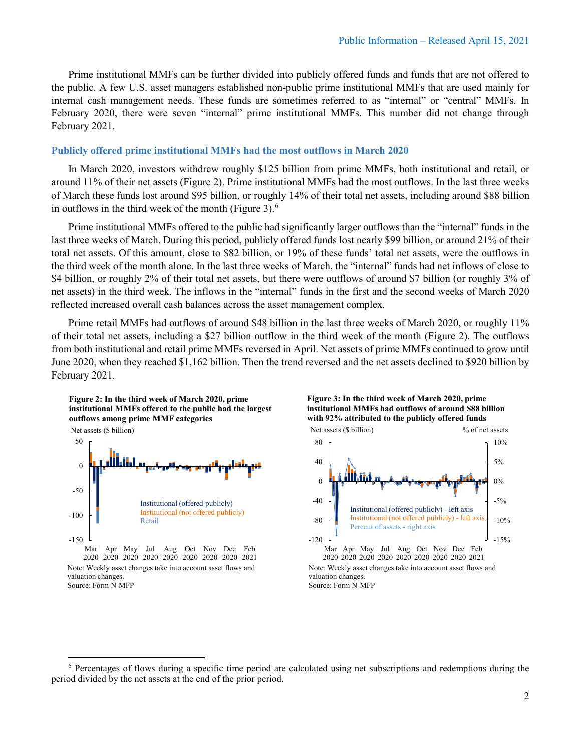Prime institutional MMFs can be further divided into publicly offered funds and funds that are not offered to the public. A few U.S. asset managers established non-public prime institutional MMFs that are used mainly for internal cash management needs. These funds are sometimes referred to as "internal" or "central" MMFs. In February 2020, there were seven "internal" prime institutional MMFs. This number did not change through February 2021.

### Publicly offered prime institutional MMFs had the most outflows in March 2020

In March 2020, investors withdrew roughly $125 billion from prime MMFs, both institutional and retail, or around 11% of their net assets (Figure 2). Prime institutional MMFs had the most outflows. In the last three weeks of March these funds lost around $95 billion, or roughly 14% of their total net assets, including around $88 billion in outflows in the third week of the month (Figure 3).[6]

Prime institutional MMFs offered to the public had significantly larger outflows than the "internal" funds in the last three weeks of March. During this period, publicly offered funds lost nearly $99 billion, or around 21% of their total net assets. Of this amount, close to $82 billion, or 19% of these funds' total net assets, were the outflows in the third week of the month alone. In the last three weeks of March, the "internal" funds had net inflows of close to $4 billion, or roughly 2% of their total net assets, but there were outflows of around $7 billion (or roughly 3% of net assets) in the third week. The inflows in the "internal" funds in the first and the second weeks of March 2020 reflected increased overall cash balances across the asset management complex.

Prime retail MMFs had outflows of around $48 billion in the last three weeks of March 2020, or roughly 11% of their total net assets, including a $27 billion outflow in the third week of the month (Figure 2). The outflows from both institutional and retail prime MMFs reversed in April. Net assets of prime MMFs continued to grow until June 2020, when they reached $1,162 billion. Then the trend reversed and the net assets declined to $920 billion by February 2021.

**Figure 2: In the third week of March 2020, prime institutional MMFs offered to the public had the largest outflows among prime MMF categories**

Note: Weekly asset changes take into account asset flows and valuation changes.
Source: Form N-MFP

**Figure 3: In the third week of March 2020, prime institutional MMFs had outflows of around $88 billion with 92% attributed to the publicly offered funds**

Note: Weekly asset changes take into account asset flows and valuation changes.
Source: Form N-MFP

[6] Percentages of flows during a specific time period are calculated using net subscriptions and redemptions during the period divided by the net assets at the end of the prior period.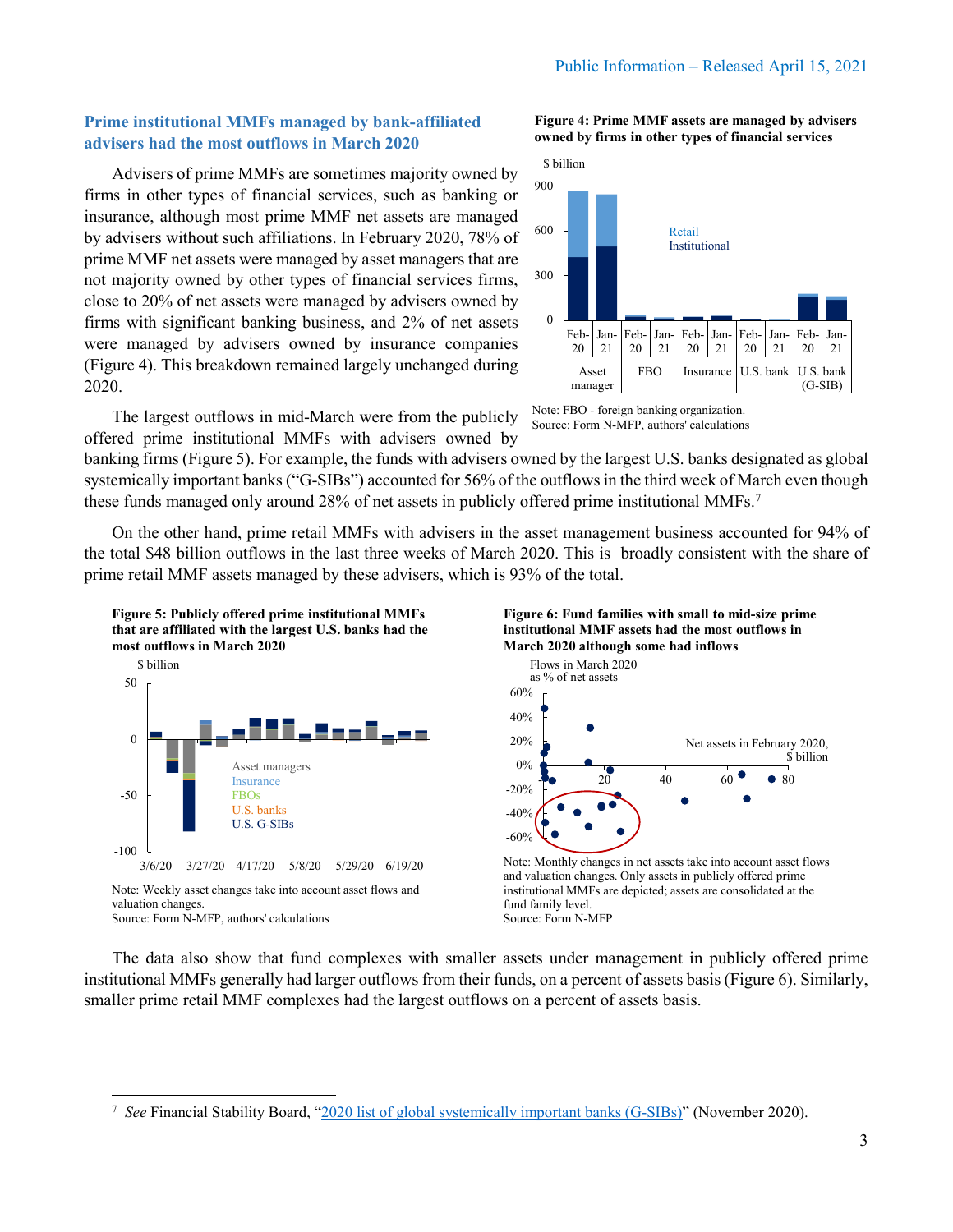## Prime institutional MMFs managed by bank-affiliated advisers had the most outflows in March 2020

Advisers of prime MMFs are sometimes majority owned by firms in other types of financial services, such as banking or insurance, although most prime MMF net assets are managed by advisers without such affiliations. In February 2020, 78% of prime MMF net assets were managed by asset managers that are not majority owned by other types of financial services firms, close to 20% of net assets were managed by advisers owned by firms with significant banking business, and 2% of net assets were managed by advisers owned by insurance companies (Figure 4). This breakdown remained largely unchanged during 2020.

**Figure 4: Prime MMF assets are managed by advisers owned by firms in other types of financial services**

Note: FBO - foreign banking organization.
Source: Form N-MFP, authors' calculations

The largest outflows in mid-March were from the publicly offered prime institutional MMFs with advisers owned by banking firms (Figure 5). For example, the funds with advisers owned by the largest U.S. banks designated as global systemically important banks ("G-SIBs") accounted for 56% of the outflows in the third week of March even though these funds managed only around 28% of net assets in publicly offered prime institutional MMFs.[7]

On the other hand, prime retail MMFs with advisers in the asset management business accounted for 94% of the total $48 billion outflows in the last three weeks of March 2020. This is broadly consistent with the share of prime retail MMF assets managed by these advisers, which is 93% of the total.

**Figure 5: Publicly offered prime institutional MMFs that are affiliated with the largest U.S. banks had the most outflows in March 2020**

Note: Weekly asset changes take into account asset flows and valuation changes.
Source: Form N-MFP, authors' calculations

**Figure 6: Fund families with small to mid-size prime institutional MMF assets had the most outflows in March 2020 although some had inflows**

Note: Monthly changes in net assets take into account asset flows and valuation changes. Only assets in publicly offered prime institutional MMFs are depicted; assets are consolidated at the fund family level.
Source: Form N-MFP

The data also show that fund complexes with smaller assets under management in publicly offered prime institutional MMFs generally had larger outflows from their funds, on a percent of assets basis (Figure 6). Similarly, smaller prime retail MMF complexes had the largest outflows on a percent of assets basis.

[7] *See* Financial Stability Board, "2020 list of global systemically important banks (G-SIBs)" (November 2020).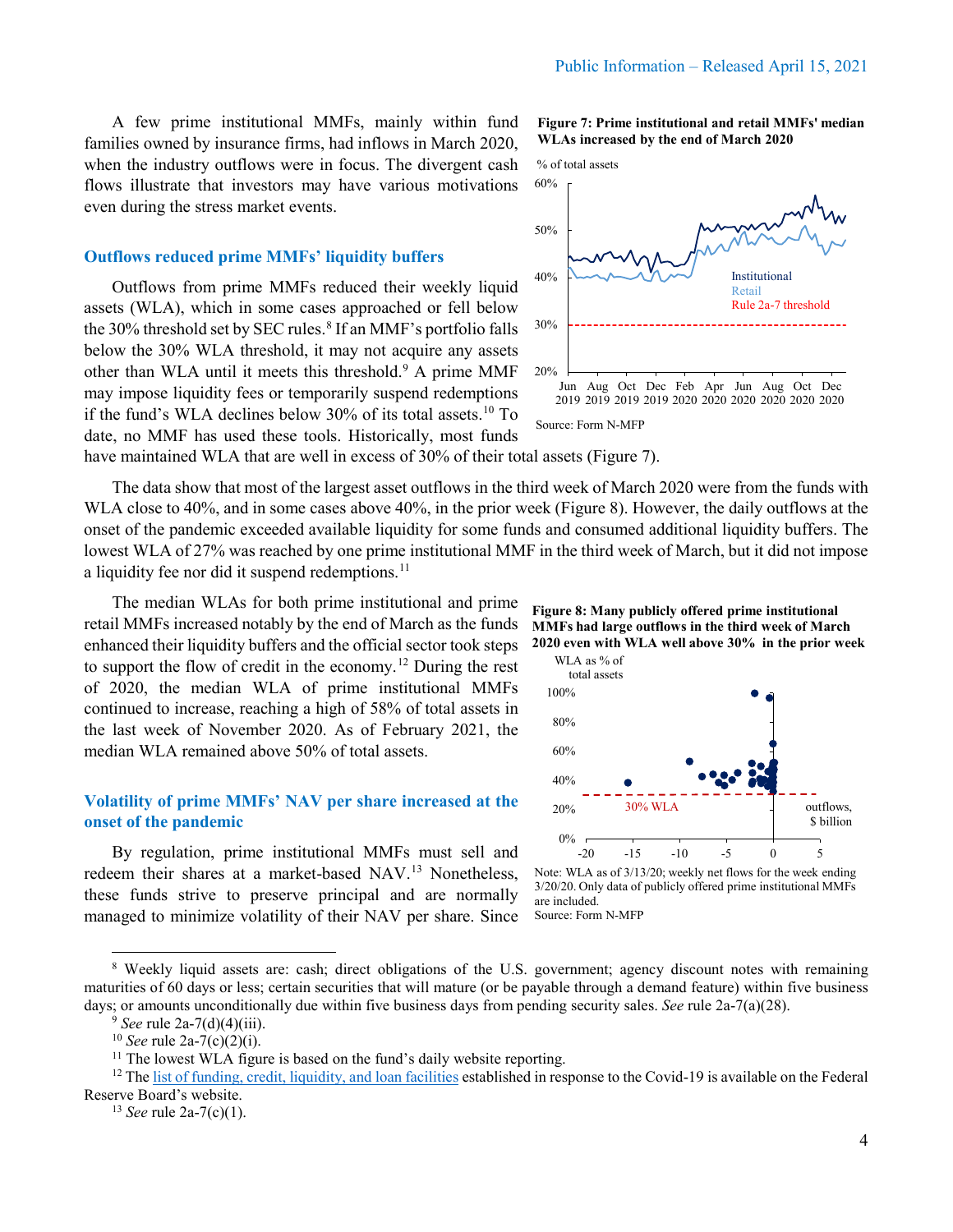A few prime institutional MMFs, mainly within fund families owned by insurance firms, had inflows in March 2020, when the industry outflows were in focus. The divergent cash flows illustrate that investors may have various motivations even during the stress market events.

### Outflows reduced prime MMFs' liquidity buffers

Outflows from prime MMFs reduced their weekly liquid assets (WLA), which in some cases approached or fell below the 30% threshold set by SEC rules.[8] If an MMF's portfolio falls below the 30% WLA threshold, it may not acquire any assets other than WLA until it meets this threshold.[9] A prime MMF may impose liquidity fees or temporarily suspend redemptions if the fund's WLA declines below 30% of its total assets.[10] To date, no MMF has used these tools. Historically, most funds have maintained WLA that are well in excess of 30% of their total assets (Figure 7).

**Figure 7: Prime institutional and retail MMFs' median WLAs increased by the end of March 2020**

Source: Form N-MFP

The data show that most of the largest asset outflows in the third week of March 2020 were from the funds with WLA close to 40%, and in some cases above 40%, in the prior week (Figure 8). However, the daily outflows at the onset of the pandemic exceeded available liquidity for some funds and consumed additional liquidity buffers. The lowest WLA of 27% was reached by one prime institutional MMF in the third week of March, but it did not impose a liquidity fee nor did it suspend redemptions.[11]

The median WLAs for both prime institutional and prime retail MMFs increased notably by the end of March as the funds enhanced their liquidity buffers and the official sector took steps to support the flow of credit in the economy.[12] During the rest of 2020, the median WLA of prime institutional MMFs continued to increase, reaching a high of 58% of total assets in the last week of November 2020. As of February 2021, the median WLA remained above 50% of total assets.

**Figure 8: Many publicly offered prime institutional MMFs had large outflows in the third week of March 2020 even with WLA well above 30% in the prior week**

Note: WLA as of 3/13/20; weekly net flows for the week ending 3/20/20. Only data of publicly offered prime institutional MMFs are included.
Source: Form N-MFP

### Volatility of prime MMFs' NAV per share increased at the onset of the pandemic

By regulation, prime institutional MMFs must sell and redeem their shares at a market-based NAV.[13] Nonetheless, these funds strive to preserve principal and are normally managed to minimize volatility of their NAV per share. Since

---

[8] Weekly liquid assets are: cash; direct obligations of the U.S. government; agency discount notes with remaining maturities of 60 days or less; certain securities that will mature (or be payable through a demand feature) within five business days; or amounts unconditionally due within five business days from pending security sales. *See* rule 2a-7(a)(28).

[9] *See* rule 2a-7(d)(4)(iii).

[10] *See* rule 2a-7(c)(2)(i).

[11] The lowest WLA figure is based on the fund's daily website reporting.

[12] The list of funding, credit, liquidity, and loan facilities established in response to the Covid-19 is available on the Federal Reserve Board's website.

[13] *See* rule 2a-7(c)(1).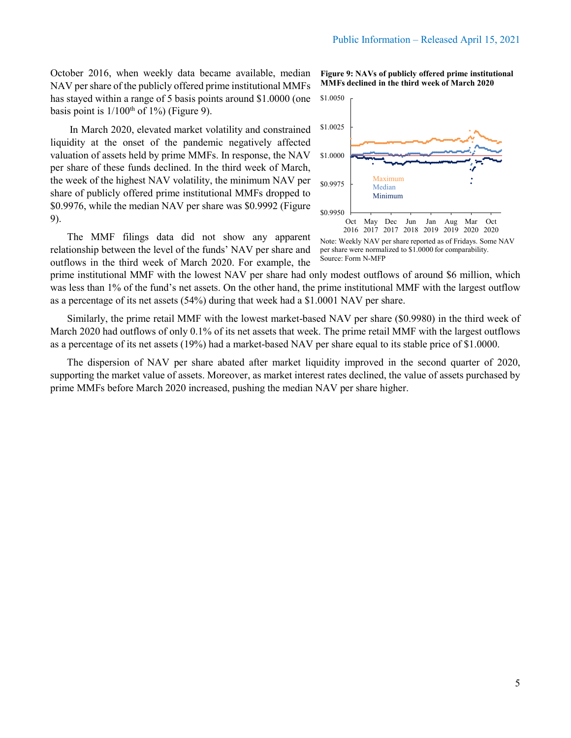October 2016, when weekly data became available, median NAV per share of the publicly offered prime institutional MMFs has stayed within a range of 5 basis points around $1.0000 (one basis point is 1/100th of 1%) (Figure 9).

In March 2020, elevated market volatility and constrained liquidity at the onset of the pandemic negatively affected valuation of assets held by prime MMFs. In response, the NAV per share of these funds declined. In the third week of March, the week of the highest NAV volatility, the minimum NAV per share of publicly offered prime institutional MMFs dropped to $0.9976, while the median NAV per share was $0.9992 (Figure 9).

**Figure 9: NAVs of publicly offered prime institutional MMFs declined in the third week of March 2020**

$1.0050
$1.0025
$1.0000
$0.9975
$0.9950

Maximum
Median
Minimum

Oct 2016
May 2017
Dec 2017
Jun 2018
Jan 2019
Aug 2019
Mar 2020
Oct 2020

Note: Weekly NAV per share reported as of Fridays. Some NAV per share were normalized to $1.0000 for comparability.
Source: Form N-MFP

The MMF filings data did not show any apparent relationship between the level of the funds' NAV per share and outflows in the third week of March 2020. For example, the prime institutional MMF with the lowest NAV per share had only modest outflows of around $6 million, which was less than 1% of the fund's net assets. On the other hand, the prime institutional MMF with the largest outflow as a percentage of its net assets (54%) during that week had a $1.0001 NAV per share.

Similarly, the prime retail MMF with the lowest market-based NAV per share ($0.9980) in the third week of March 2020 had outflows of only 0.1% of its net assets that week. The prime retail MMF with the largest outflows as a percentage of its net assets (19%) had a market-based NAV per share equal to its stable price of $1.0000.

The dispersion of NAV per share abated after market liquidity improved in the second quarter of 2020, supporting the market value of assets. Moreover, as market interest rates declined, the value of assets purchased by prime MMFs before March 2020 increased, pushing the median NAV per share higher.